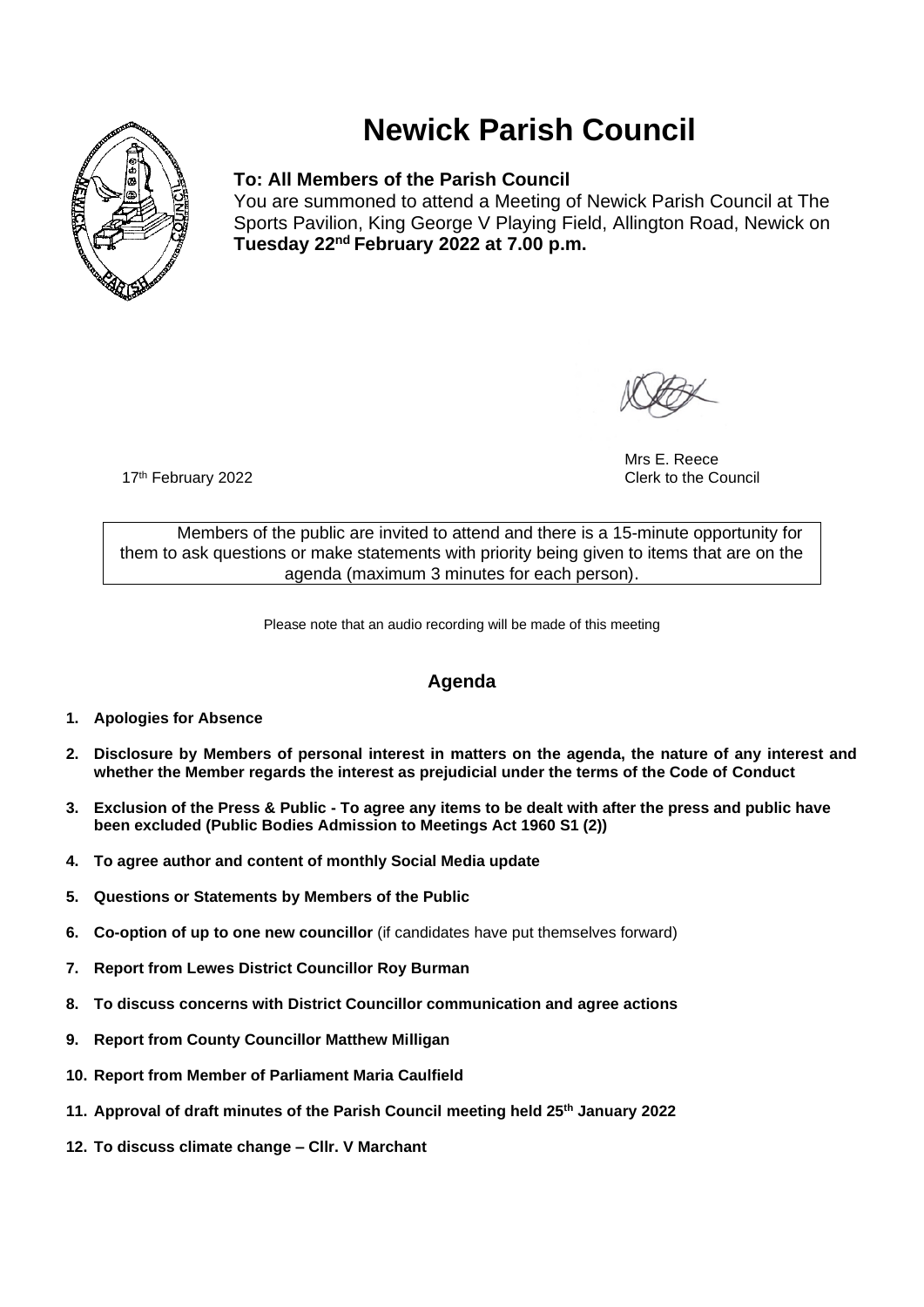# Newick Parish Council

**To: All Members of the Parish Council**

You are summoned to attend a Meeting of Newick Parish Council at The Sports Pavilion, King George V Playing Field, Allington Road, Newick on **Tuesday 22nd February 2022 at 7.00 p.m.**

17th February 2022

Mrs E. Reece
Clerk to the Council

Members of the public are invited to attend and there is a 15-minute opportunity for them to ask questions or make statements with priority being given to items that are on the agenda (maximum 3 minutes for each person).

Please note that an audio recording will be made of this meeting

## Agenda

1. **Apologies for Absence**
2. **Disclosure by Members of personal interest in matters on the agenda, the nature of any interest and whether the Member regards the interest as prejudicial under the terms of the Code of Conduct**
3. **Exclusion of the Press & Public - To agree any items to be dealt with after the press and public have been excluded (Public Bodies Admission to Meetings Act 1960 S1 (2))**
4. **To agree author and content of monthly Social Media update**
5. **Questions or Statements by Members of the Public**
6. **Co-option of up to one new councillor** (if candidates have put themselves forward)
7. **Report from Lewes District Councillor Roy Burman**
8. **To discuss concerns with District Councillor communication and agree actions**
9. **Report from County Councillor Matthew Milligan**
10. **Report from Member of Parliament Maria Caulfield**
11. **Approval of draft minutes of the Parish Council meeting held 25th January 2022**
12. **To discuss climate change – Cllr. V Marchant**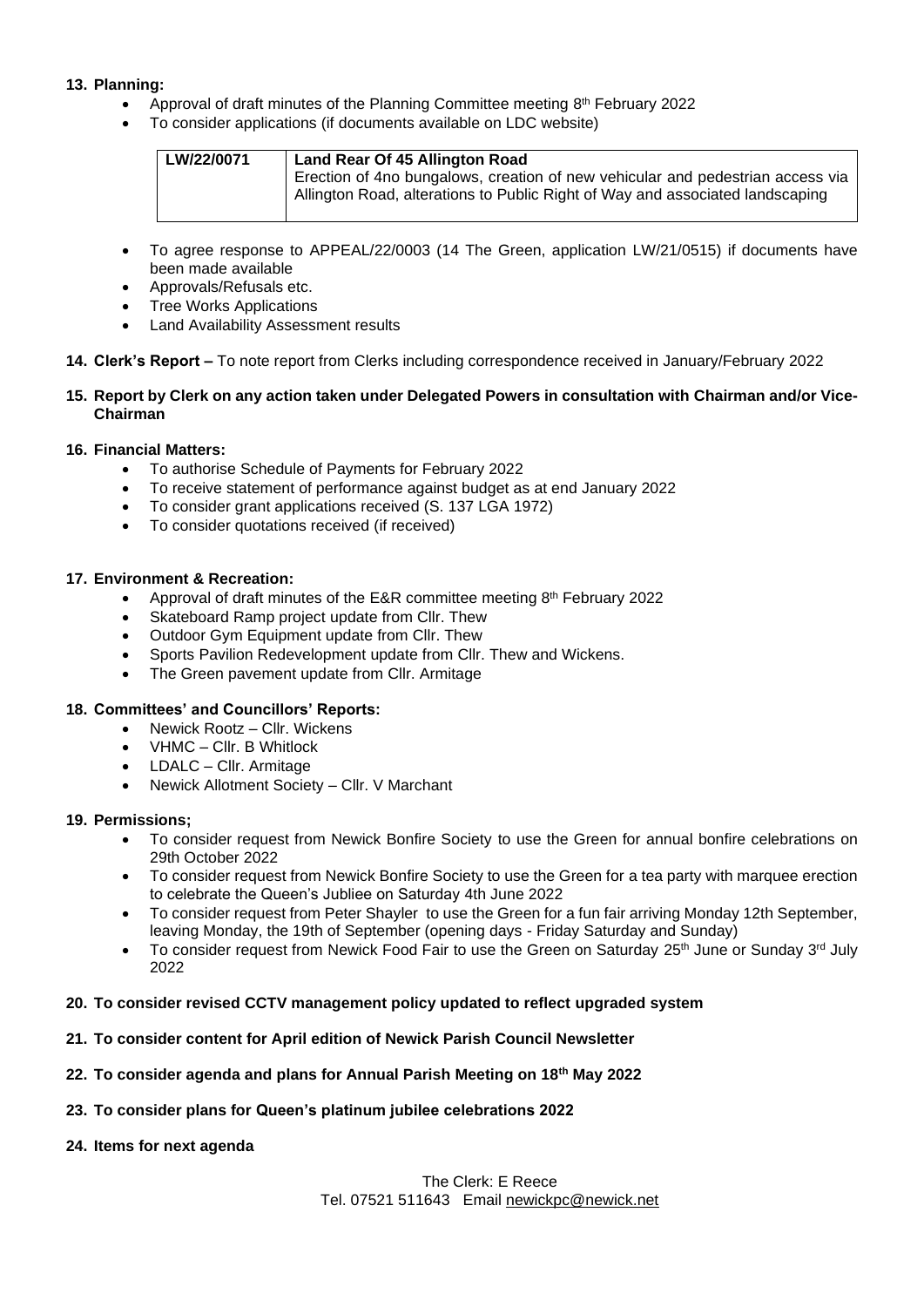**13. Planning:**

- Approval of draft minutes of the Planning Committee meeting 8th February 2022
- To consider applications (if documents available on LDC website)

| | |
|---|---|
| **LW/22/0071** | **Land Rear Of 45 Allington Road**<br>Erection of 4no bungalows, creation of new vehicular and pedestrian access via Allington Road, alterations to Public Right of Way and associated landscaping |

- To agree response to APPEAL/22/0003 (14 The Green, application LW/21/0515) if documents have been made available
- Approvals/Refusals etc.
- Tree Works Applications
- Land Availability Assessment results

**14. Clerk's Report –** To note report from Clerks including correspondence received in January/February 2022

**15. Report by Clerk on any action taken under Delegated Powers in consultation with Chairman and/or Vice-Chairman**

**16. Financial Matters:**

- To authorise Schedule of Payments for February 2022
- To receive statement of performance against budget as at end January 2022
- To consider grant applications received (S. 137 LGA 1972)
- To consider quotations received (if received)

**17. Environment & Recreation:**

- Approval of draft minutes of the E&R committee meeting 8th February 2022
- Skateboard Ramp project update from Cllr. Thew
- Outdoor Gym Equipment update from Cllr. Thew
- Sports Pavilion Redevelopment update from Cllr. Thew and Wickens.
- The Green pavement update from Cllr. Armitage

**18. Committees' and Councillors' Reports:**

- Newick Rootz – Cllr. Wickens
- VHMC – Cllr. B Whitlock
- LDALC – Cllr. Armitage
- Newick Allotment Society – Cllr. V Marchant

**19. Permissions;**

- To consider request from Newick Bonfire Society to use the Green for annual bonfire celebrations on 29th October 2022
- To consider request from Newick Bonfire Society to use the Green for a tea party with marquee erection to celebrate the Queen's Jubliee on Saturday 4th June 2022
- To consider request from Peter Shayler to use the Green for a fun fair arriving Monday 12th September, leaving Monday, the 19th of September (opening days - Friday Saturday and Sunday)
- To consider request from Newick Food Fair to use the Green on Saturday 25th June or Sunday 3rd July 2022

**20. To consider revised CCTV management policy updated to reflect upgraded system**

**21. To consider content for April edition of Newick Parish Council Newsletter**

**22. To consider agenda and plans for Annual Parish Meeting on 18th May 2022**

**23. To consider plans for Queen's platinum jubilee celebrations 2022**

**24. Items for next agenda**

The Clerk: E Reece
Tel. 07521 511643 Email newickpc@newick.net